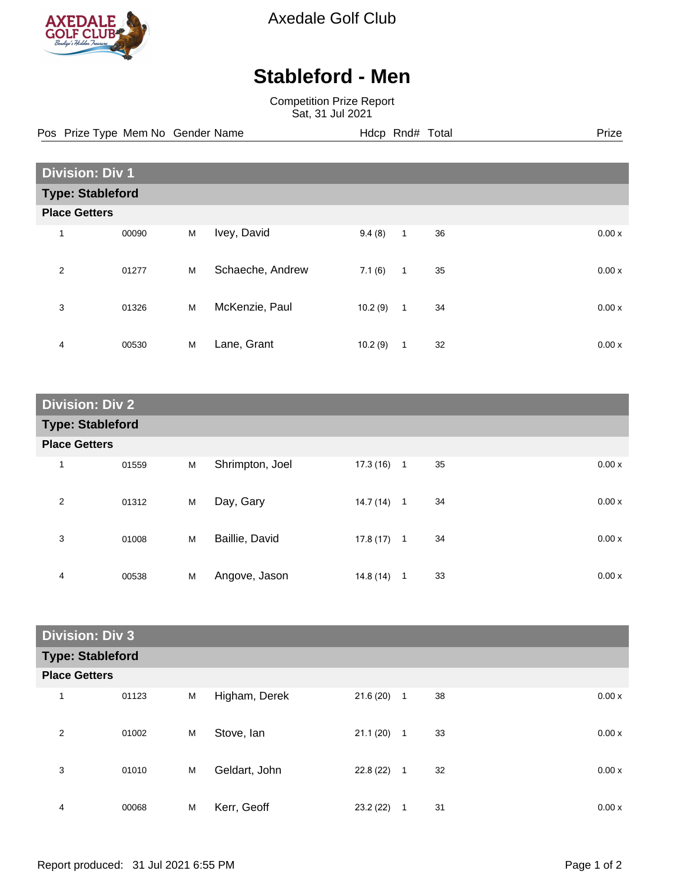# Axedale Golf Club

## Stableford - Men

Competition Prize Report
Sat, 31 Jul 2021

| Pos | Prize Type | Mem No | Gender | Name | Hdcp | Rnd# | Total | Prize |
|---|---|---|---|---|---|---|---|---|
| **Division: Div 1** | | | | | | | | |
| **Type: Stableford** | | | | | | | | |
| **Place Getters** | | | | | | | | |
| 1 | | 00090 | M | Ivey, David | 9.4 (8) | 1 | 36 | 0.00 x |
| 2 | | 01277 | M | Schaeche, Andrew | 7.1 (6) | 1 | 35 | 0.00 x |
| 3 | | 01326 | M | McKenzie, Paul | 10.2 (9) | 1 | 34 | 0.00 x |
| 4 | | 00530 | M | Lane, Grant | 10.2 (9) | 1 | 32 | 0.00 x |
| **Division: Div 2** | | | | | | | | |
| **Type: Stableford** | | | | | | | | |
| **Place Getters** | | | | | | | | |
| 1 | | 01559 | M | Shrimpton, Joel | 17.3 (16) | 1 | 35 | 0.00 x |
| 2 | | 01312 | M | Day, Gary | 14.7 (14) | 1 | 34 | 0.00 x |
| 3 | | 01008 | M | Baillie, David | 17.8 (17) | 1 | 34 | 0.00 x |
| 4 | | 00538 | M | Angove, Jason | 14.8 (14) | 1 | 33 | 0.00 x |
| **Division: Div 3** | | | | | | | | |
| **Type: Stableford** | | | | | | | | |
| **Place Getters** | | | | | | | | |
| 1 | | 01123 | M | Higham, Derek | 21.6 (20) | 1 | 38 | 0.00 x |
| 2 | | 01002 | M | Stove, Ian | 21.1 (20) | 1 | 33 | 0.00 x |
| 3 | | 01010 | M | Geldart, John | 22.8 (22) | 1 | 32 | 0.00 x |
| 4 | | 00068 | M | Kerr, Geoff | 23.2 (22) | 1 | 31 | 0.00 x |

Report produced: 31 Jul 2021 6:55 PM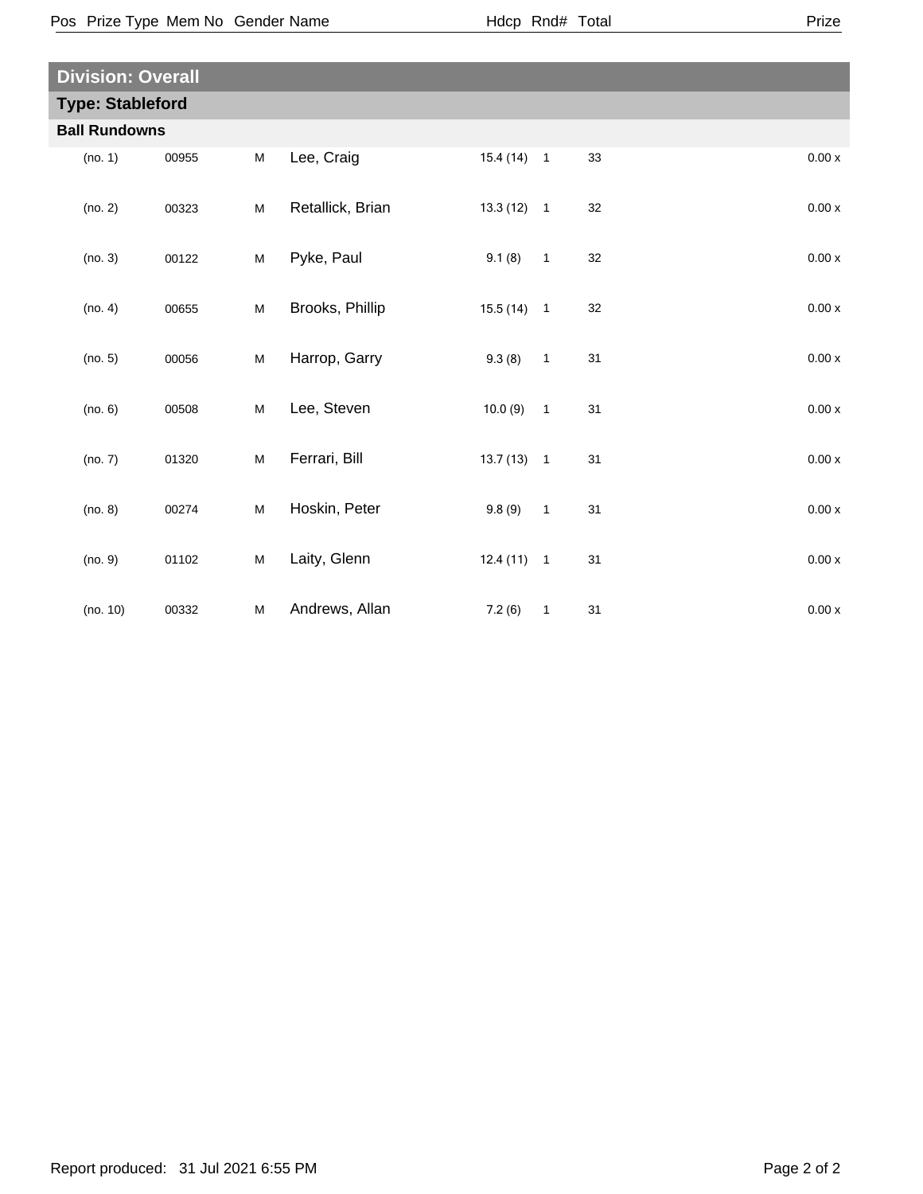## Division: Overall

### Type: Stableford

**Ball Rundowns**

| Pos | Prize Type | Mem No | Gender | Name | Hdcp | Rnd# | Total | Prize |
|---|---|---|---|---|---|---|---|---|
| | (no. 1) | 00955 | M | Lee, Craig | 15.4 (14) | 1 | 33 | 0.00 x |
| | (no. 2) | 00323 | M | Retallick, Brian | 13.3 (12) | 1 | 32 | 0.00 x |
| | (no. 3) | 00122 | M | Pyke, Paul | 9.1 (8) | 1 | 32 | 0.00 x |
| | (no. 4) | 00655 | M | Brooks, Phillip | 15.5 (14) | 1 | 32 | 0.00 x |
| | (no. 5) | 00056 | M | Harrop, Garry | 9.3 (8) | 1 | 31 | 0.00 x |
| | (no. 6) | 00508 | M | Lee, Steven | 10.0 (9) | 1 | 31 | 0.00 x |
| | (no. 7) | 01320 | M | Ferrari, Bill | 13.7 (13) | 1 | 31 | 0.00 x |
| | (no. 8) | 00274 | M | Hoskin, Peter | 9.8 (9) | 1 | 31 | 0.00 x |
| | (no. 9) | 01102 | M | Laity, Glenn | 12.4 (11) | 1 | 31 | 0.00 x |
| | (no. 10) | 00332 | M | Andrews, Allan | 7.2 (6) | 1 | 31 | 0.00 x |

Report produced: 31 Jul 2021 6:55 PM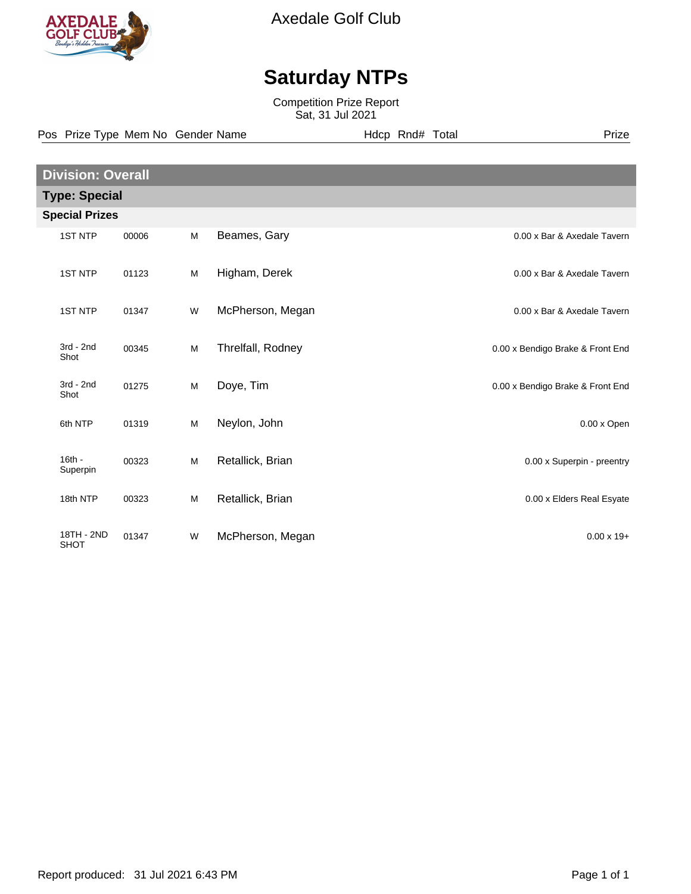Axedale Golf Club

# Saturday NTPs

Competition Prize Report
Sat, 31 Jul 2021

## Division: Overall

### Type: Special

#### Special Prizes

| Pos | Prize Type | Mem No | Gender | Name | Hdcp | Rnd# | Total | Prize |
|---|---|---|---|---|---|---|---|---|
| | 1ST NTP | 00006 | M | Beames, Gary | | | | 0.00 x Bar & Axedale Tavern |
| | 1ST NTP | 01123 | M | Higham, Derek | | | | 0.00 x Bar & Axedale Tavern |
| | 1ST NTP | 01347 | W | McPherson, Megan | | | | 0.00 x Bar & Axedale Tavern |
| | 3rd - 2nd Shot | 00345 | M | Threlfall, Rodney | | | | 0.00 x Bendigo Brake & Front End |
| | 3rd - 2nd Shot | 01275 | M | Doye, Tim | | | | 0.00 x Bendigo Brake & Front End |
| | 6th NTP | 01319 | M | Neylon, John | | | | 0.00 x Open |
| | 16th - Superpin | 00323 | M | Retallick, Brian | | | | 0.00 x Superpin - preentry |
| | 18th NTP | 00323 | M | Retallick, Brian | | | | 0.00 x Elders Real Esyate |
| | 18TH - 2ND SHOT | 01347 | W | McPherson, Megan | | | | 0.00 x 19+ |

Report produced: 31 Jul 2021 6:43 PM